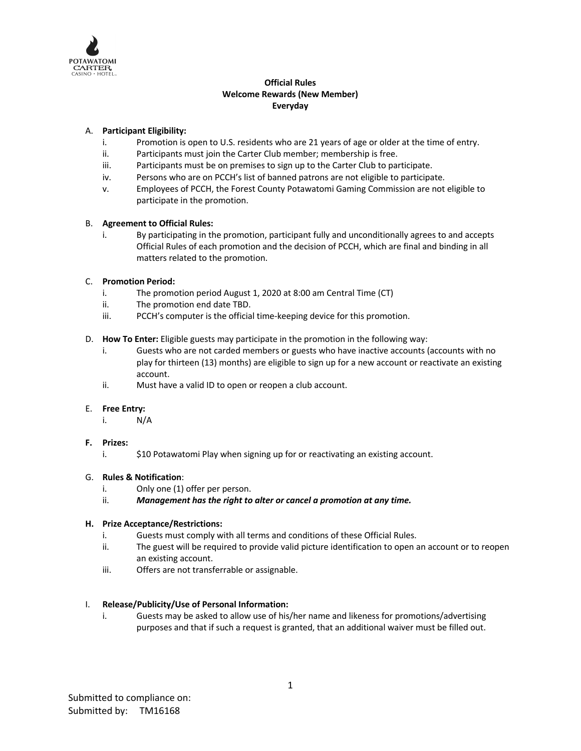**Official Rules**
**Welcome Rewards (New Member)**
**Everyday**

A. **Participant Eligibility:**
   i. Promotion is open to U.S. residents who are 21 years of age or older at the time of entry.
   ii. Participants must join the Carter Club member; membership is free.
   iii. Participants must be on premises to sign up to the Carter Club to participate.
   iv. Persons who are on PCCH's list of banned patrons are not eligible to participate.
   v. Employees of PCCH, the Forest County Potawatomi Gaming Commission are not eligible to participate in the promotion.

B. **Agreement to Official Rules:**
   i. By participating in the promotion, participant fully and unconditionally agrees to and accepts Official Rules of each promotion and the decision of PCCH, which are final and binding in all matters related to the promotion.

C. **Promotion Period:**
   i. The promotion period August 1, 2020 at 8:00 am Central Time (CT)
   ii. The promotion end date TBD.
   iii. PCCH's computer is the official time-keeping device for this promotion.

D. **How To Enter:** Eligible guests may participate in the promotion in the following way:
   i. Guests who are not carded members or guests who have inactive accounts (accounts with no play for thirteen (13) months) are eligible to sign up for a new account or reactivate an existing account.
   ii. Must have a valid ID to open or reopen a club account.

E. **Free Entry:**
   i. N/A

**F. Prizes:**
   i. $10 Potawatomi Play when signing up for or reactivating an existing account.

G. **Rules & Notification**:
   i. Only one (1) offer per person.
   ii. ***Management has the right to alter or cancel a promotion at any time.***

**H. Prize Acceptance/Restrictions:**
   i. Guests must comply with all terms and conditions of these Official Rules.
   ii. The guest will be required to provide valid picture identification to open an account or to reopen an existing account.
   iii. Offers are not transferrable or assignable.

I. **Release/Publicity/Use of Personal Information:**
   i. Guests may be asked to allow use of his/her name and likeness for promotions/advertising purposes and that if such a request is granted, that an additional waiver must be filled out.

Submitted to compliance on:
Submitted by: TM16168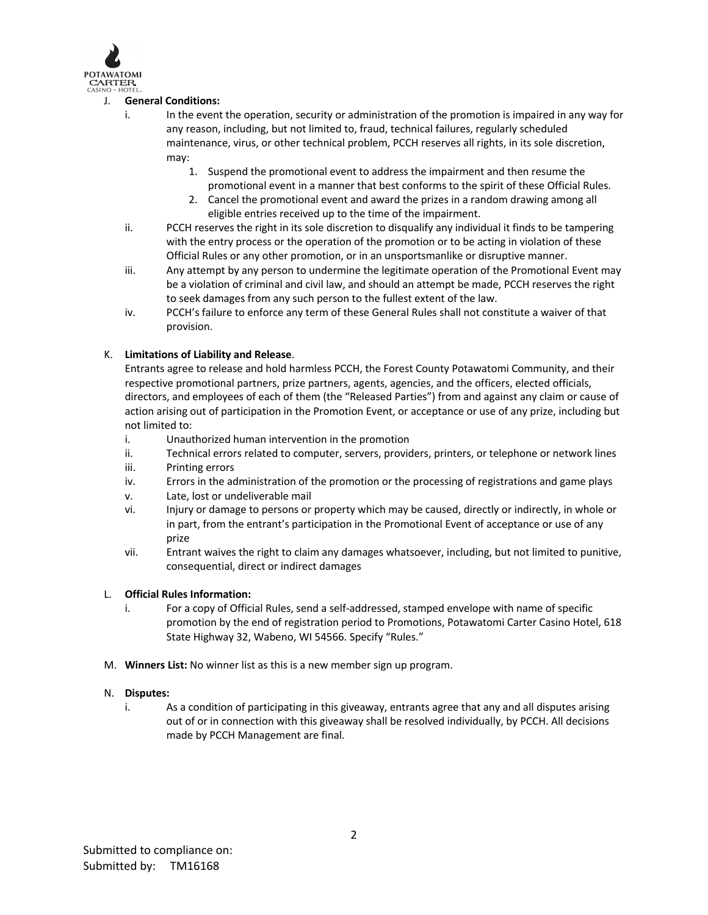J. **General Conditions:**

   i. In the event the operation, security or administration of the promotion is impaired in any way for any reason, including, but not limited to, fraud, technical failures, regularly scheduled maintenance, virus, or other technical problem, PCCH reserves all rights, in its sole discretion, may:

      1. Suspend the promotional event to address the impairment and then resume the promotional event in a manner that best conforms to the spirit of these Official Rules.
      2. Cancel the promotional event and award the prizes in a random drawing among all eligible entries received up to the time of the impairment.

   ii. PCCH reserves the right in its sole discretion to disqualify any individual it finds to be tampering with the entry process or the operation of the promotion or to be acting in violation of these Official Rules or any other promotion, or in an unsportsmanlike or disruptive manner.

   iii. Any attempt by any person to undermine the legitimate operation of the Promotional Event may be a violation of criminal and civil law, and should an attempt be made, PCCH reserves the right to seek damages from any such person to the fullest extent of the law.

   iv. PCCH's failure to enforce any term of these General Rules shall not constitute a waiver of that provision.

K. **Limitations of Liability and Release**.
Entrants agree to release and hold harmless PCCH, the Forest County Potawatomi Community, and their respective promotional partners, prize partners, agents, agencies, and the officers, elected officials, directors, and employees of each of them (the "Released Parties") from and against any claim or cause of action arising out of participation in the Promotion Event, or acceptance or use of any prize, including but not limited to:

   i. Unauthorized human intervention in the promotion
   ii. Technical errors related to computer, servers, providers, printers, or telephone or network lines
   iii. Printing errors
   iv. Errors in the administration of the promotion or the processing of registrations and game plays
   v. Late, lost or undeliverable mail
   vi. Injury or damage to persons or property which may be caused, directly or indirectly, in whole or in part, from the entrant's participation in the Promotional Event of acceptance or use of any prize
   vii. Entrant waives the right to claim any damages whatsoever, including, but not limited to punitive, consequential, direct or indirect damages

L. **Official Rules Information:**

   i. For a copy of Official Rules, send a self-addressed, stamped envelope with name of specific promotion by the end of registration period to Promotions, Potawatomi Carter Casino Hotel, 618 State Highway 32, Wabeno, WI 54566. Specify "Rules."

M. **Winners List:** No winner list as this is a new member sign up program.

N. **Disputes:**

   i. As a condition of participating in this giveaway, entrants agree that any and all disputes arising out of or in connection with this giveaway shall be resolved individually, by PCCH. All decisions made by PCCH Management are final.

Submitted to compliance on:
Submitted by: TM16168